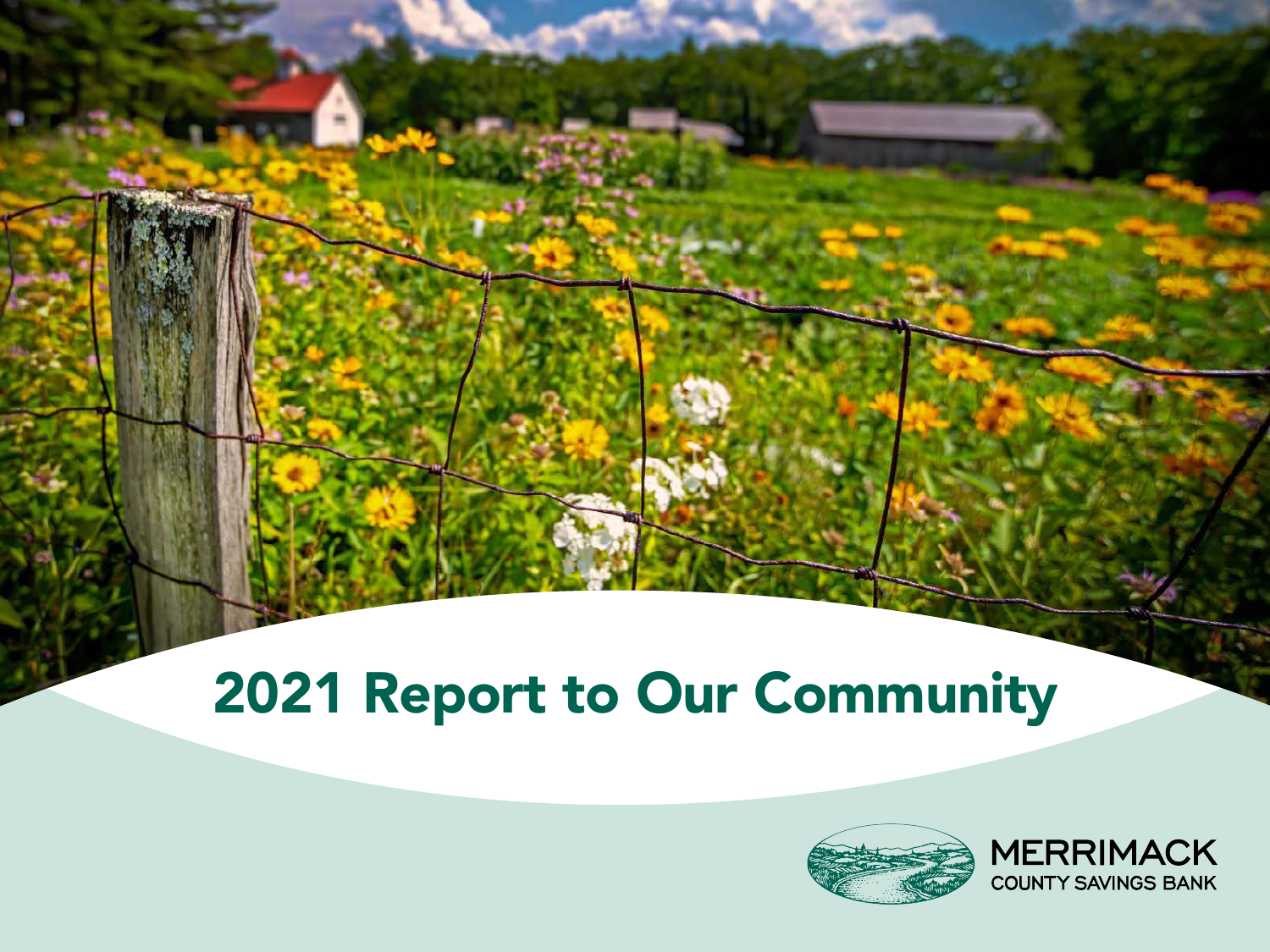# 2021 Report to Our Community

MERRIMACK
COUNTY SAVINGS BANK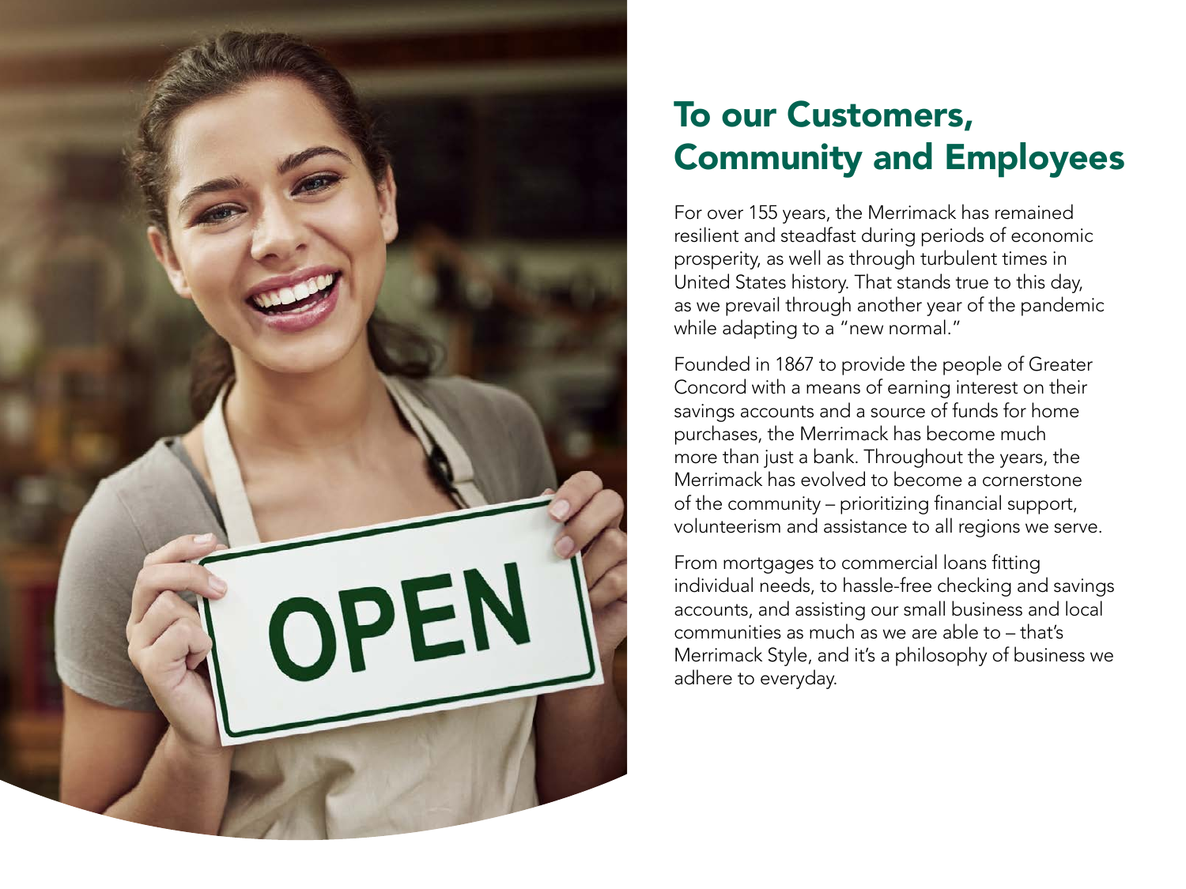# To our Customers, Community and Employees

For over 155 years, the Merrimack has remained resilient and steadfast during periods of economic prosperity, as well as through turbulent times in United States history. That stands true to this day, as we prevail through another year of the pandemic while adapting to a "new normal."

Founded in 1867 to provide the people of Greater Concord with a means of earning interest on their savings accounts and a source of funds for home purchases, the Merrimack has become much more than just a bank. Throughout the years, the Merrimack has evolved to become a cornerstone of the community – prioritizing financial support, volunteerism and assistance to all regions we serve.

From mortgages to commercial loans fitting individual needs, to hassle-free checking and savings accounts, and assisting our small business and local communities as much as we are able to – that's Merrimack Style, and it's a philosophy of business we adhere to everyday.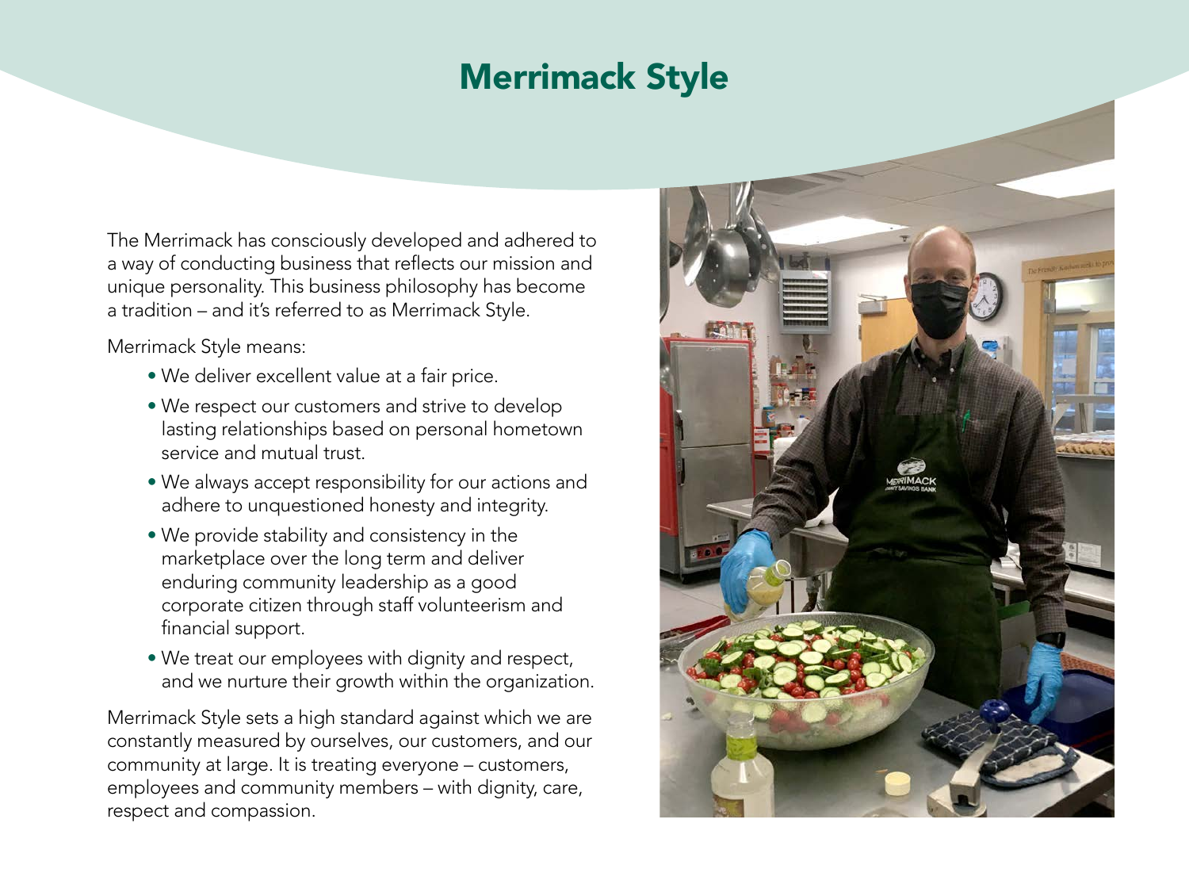# Merrimack Style

The Merrimack has consciously developed and adhered to a way of conducting business that reflects our mission and unique personality. This business philosophy has become a tradition – and it's referred to as Merrimack Style.

Merrimack Style means:

- We deliver excellent value at a fair price.
- We respect our customers and strive to develop lasting relationships based on personal hometown service and mutual trust.
- We always accept responsibility for our actions and adhere to unquestioned honesty and integrity.
- We provide stability and consistency in the marketplace over the long term and deliver enduring community leadership as a good corporate citizen through staff volunteerism and financial support.
- We treat our employees with dignity and respect, and we nurture their growth within the organization.

Merrimack Style sets a high standard against which we are constantly measured by ourselves, our customers, and our community at large. It is treating everyone – customers, employees and community members – with dignity, care, respect and compassion.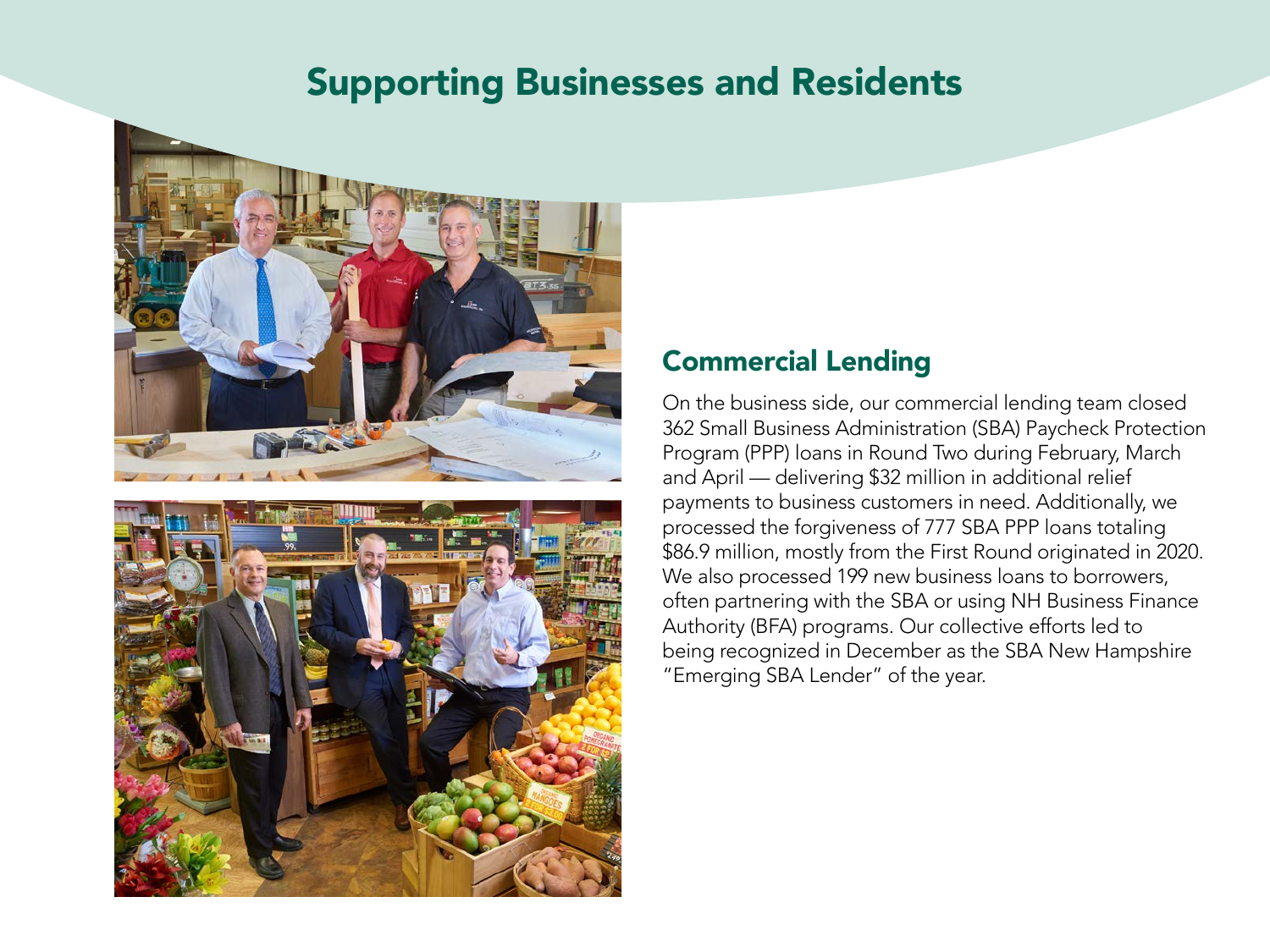# Supporting Businesses and Residents

## Commercial Lending

On the business side, our commercial lending team closed 362 Small Business Administration (SBA) Paycheck Protection Program (PPP) loans in Round Two during February, March and April — delivering $32 million in additional relief payments to business customers in need. Additionally, we processed the forgiveness of 777 SBA PPP loans totaling $86.9 million, mostly from the First Round originated in 2020. We also processed 199 new business loans to borrowers, often partnering with the SBA or using NH Business Finance Authority (BFA) programs. Our collective efforts led to being recognized in December as the SBA New Hampshire "Emerging SBA Lender" of the year.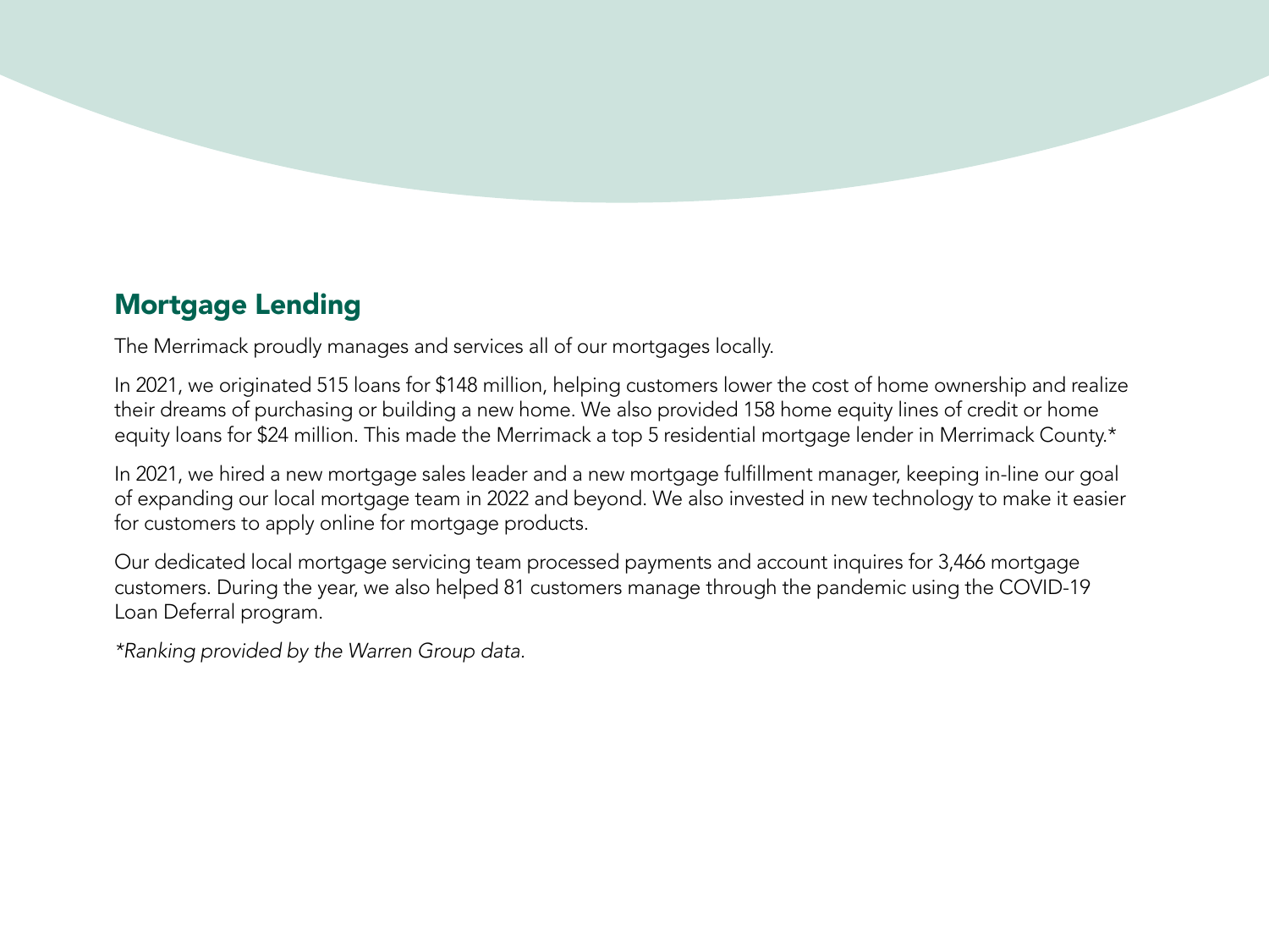## Mortgage Lending

The Merrimack proudly manages and services all of our mortgages locally.

In 2021, we originated 515 loans for $148 million, helping customers lower the cost of home ownership and realize their dreams of purchasing or building a new home. We also provided 158 home equity lines of credit or home equity loans for $24 million. This made the Merrimack a top 5 residential mortgage lender in Merrimack County.*

In 2021, we hired a new mortgage sales leader and a new mortgage fulfillment manager, keeping in-line our goal of expanding our local mortgage team in 2022 and beyond. We also invested in new technology to make it easier for customers to apply online for mortgage products.

Our dedicated local mortgage servicing team processed payments and account inquires for 3,466 mortgage customers. During the year, we also helped 81 customers manage through the pandemic using the COVID-19 Loan Deferral program.

*\*Ranking provided by the Warren Group data.*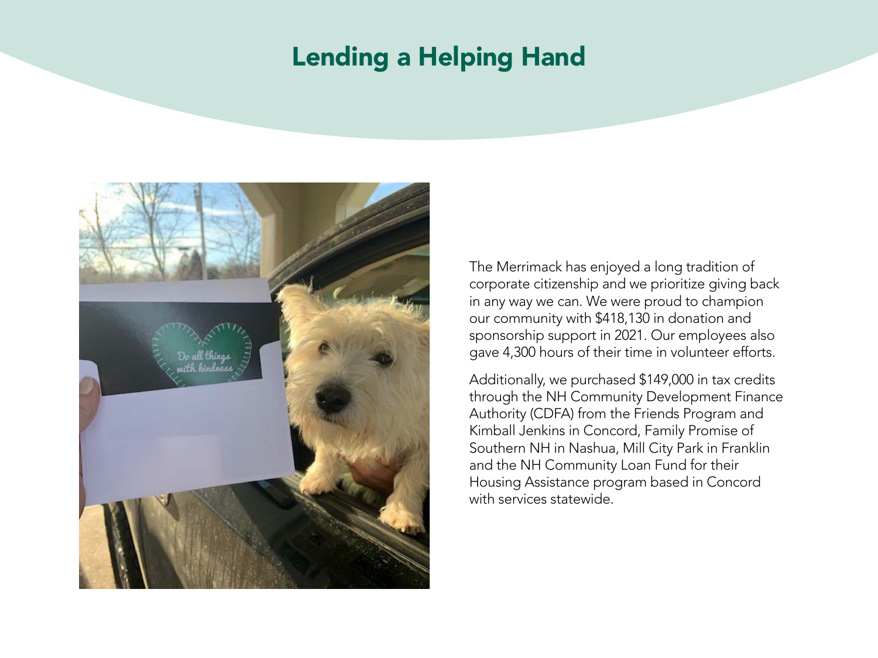# Lending a Helping Hand

The Merrimack has enjoyed a long tradition of corporate citizenship and we prioritize giving back in any way we can. We were proud to champion our community with $418,130 in donation and sponsorship support in 2021. Our employees also gave 4,300 hours of their time in volunteer efforts.

Additionally, we purchased $149,000 in tax credits through the NH Community Development Finance Authority (CDFA) from the Friends Program and Kimball Jenkins in Concord, Family Promise of Southern NH in Nashua, Mill City Park in Franklin and the NH Community Loan Fund for their Housing Assistance program based in Concord with services statewide.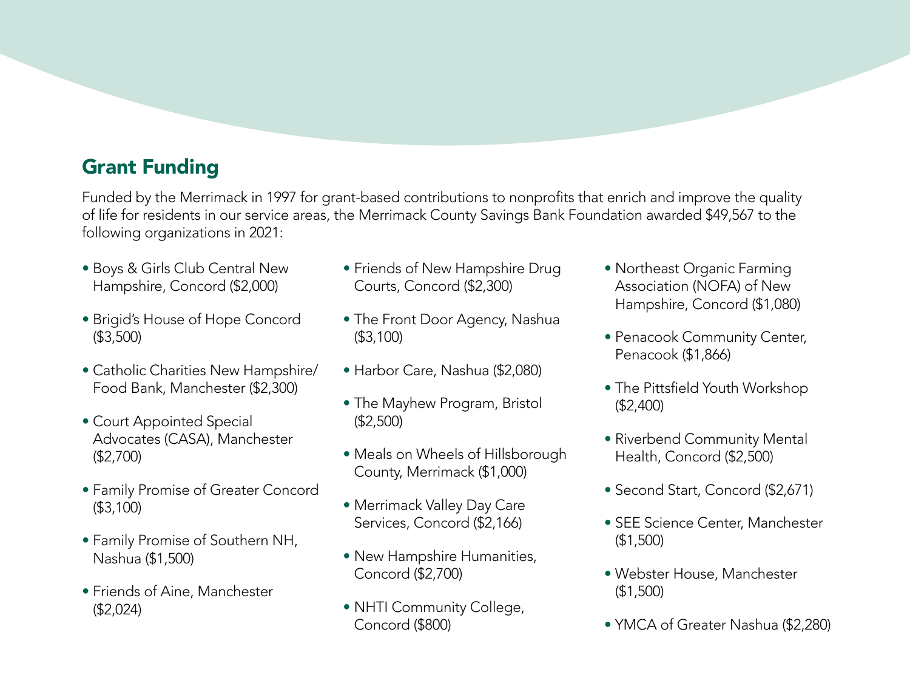## Grant Funding

Funded by the Merrimack in 1997 for grant-based contributions to nonprofits that enrich and improve the quality of life for residents in our service areas, the Merrimack County Savings Bank Foundation awarded $49,567 to the following organizations in 2021:

- Boys & Girls Club Central New Hampshire, Concord ($2,000)
- Brigid's House of Hope Concord ($3,500)
- Catholic Charities New Hampshire/ Food Bank, Manchester ($2,300)
- Court Appointed Special Advocates (CASA), Manchester ($2,700)
- Family Promise of Greater Concord ($3,100)
- Family Promise of Southern NH, Nashua ($1,500)
- Friends of Aine, Manchester ($2,024)
- Friends of New Hampshire Drug Courts, Concord ($2,300)
- The Front Door Agency, Nashua ($3,100)
- Harbor Care, Nashua ($2,080)
- The Mayhew Program, Bristol ($2,500)
- Meals on Wheels of Hillsborough County, Merrimack ($1,000)
- Merrimack Valley Day Care Services, Concord ($2,166)
- New Hampshire Humanities, Concord ($2,700)
- NHTI Community College, Concord ($800)
- Northeast Organic Farming Association (NOFA) of New Hampshire, Concord ($1,080)
- Penacook Community Center, Penacook ($1,866)
- The Pittsfield Youth Workshop ($2,400)
- Riverbend Community Mental Health, Concord ($2,500)
- Second Start, Concord ($2,671)
- SEE Science Center, Manchester ($1,500)
- Webster House, Manchester ($1,500)
- YMCA of Greater Nashua ($2,280)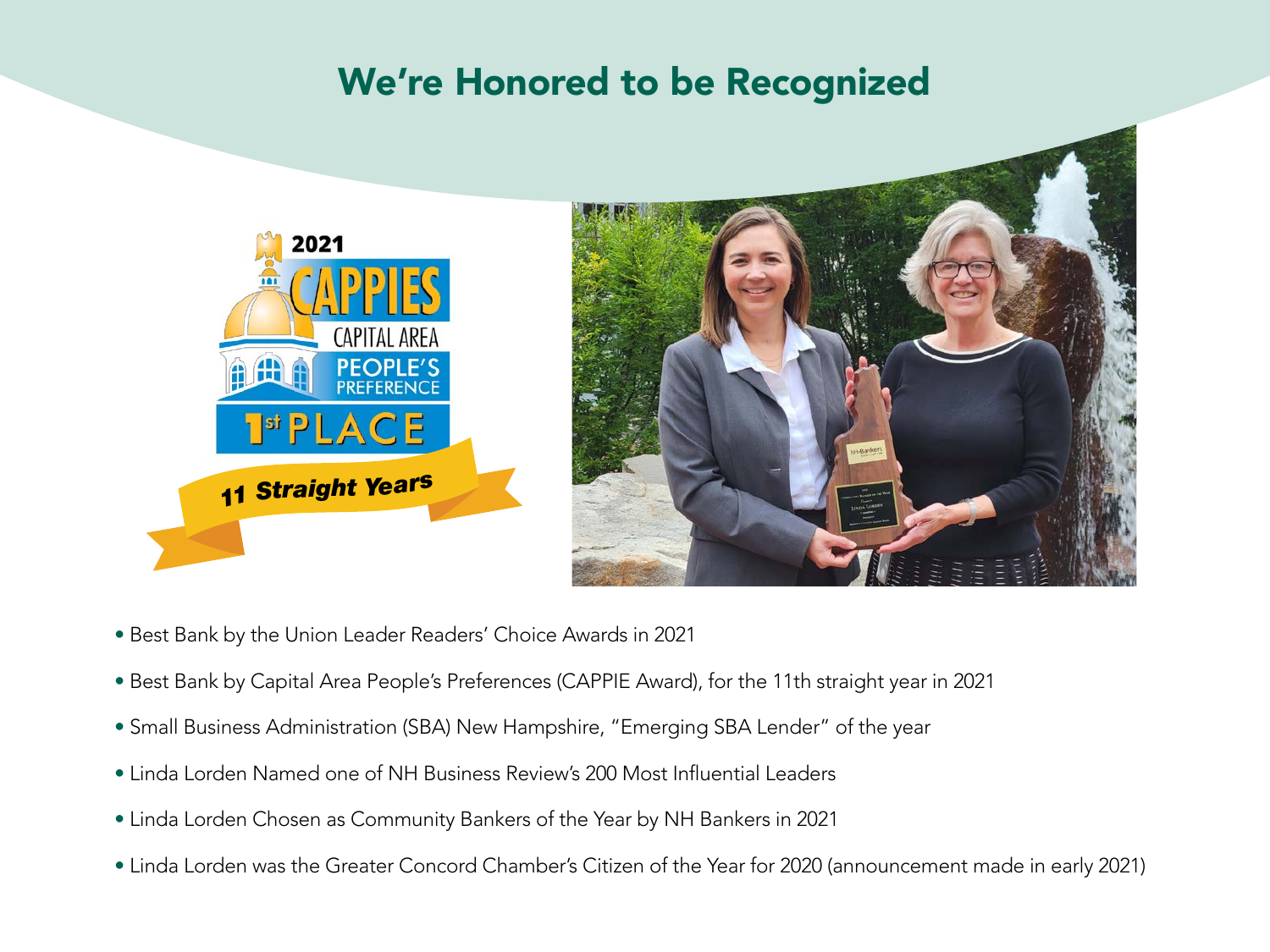## We're Honored to be Recognized

- Best Bank by the Union Leader Readers' Choice Awards in 2021
- Best Bank by Capital Area People's Preferences (CAPPIE Award), for the 11th straight year in 2021
- Small Business Administration (SBA) New Hampshire, "Emerging SBA Lender" of the year
- Linda Lorden Named one of NH Business Review's 200 Most Influential Leaders
- Linda Lorden Chosen as Community Bankers of the Year by NH Bankers in 2021
- Linda Lorden was the Greater Concord Chamber's Citizen of the Year for 2020 (announcement made in early 2021)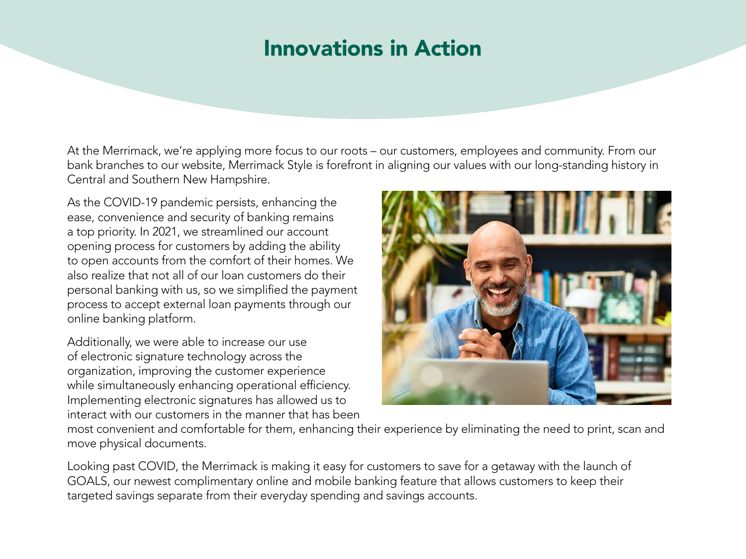# Innovations in Action

At the Merrimack, we're applying more focus to our roots – our customers, employees and community. From our bank branches to our website, Merrimack Style is forefront in aligning our values with our long-standing history in Central and Southern New Hampshire.

As the COVID-19 pandemic persists, enhancing the ease, convenience and security of banking remains a top priority. In 2021, we streamlined our account opening process for customers by adding the ability to open accounts from the comfort of their homes. We also realize that not all of our loan customers do their personal banking with us, so we simplified the payment process to accept external loan payments through our online banking platform.

Additionally, we were able to increase our use of electronic signature technology across the organization, improving the customer experience while simultaneously enhancing operational efficiency. Implementing electronic signatures has allowed us to interact with our customers in the manner that has been most convenient and comfortable for them, enhancing their experience by eliminating the need to print, scan and move physical documents.

Looking past COVID, the Merrimack is making it easy for customers to save for a getaway with the launch of GOALS, our newest complimentary online and mobile banking feature that allows customers to keep their targeted savings separate from their everyday spending and savings accounts.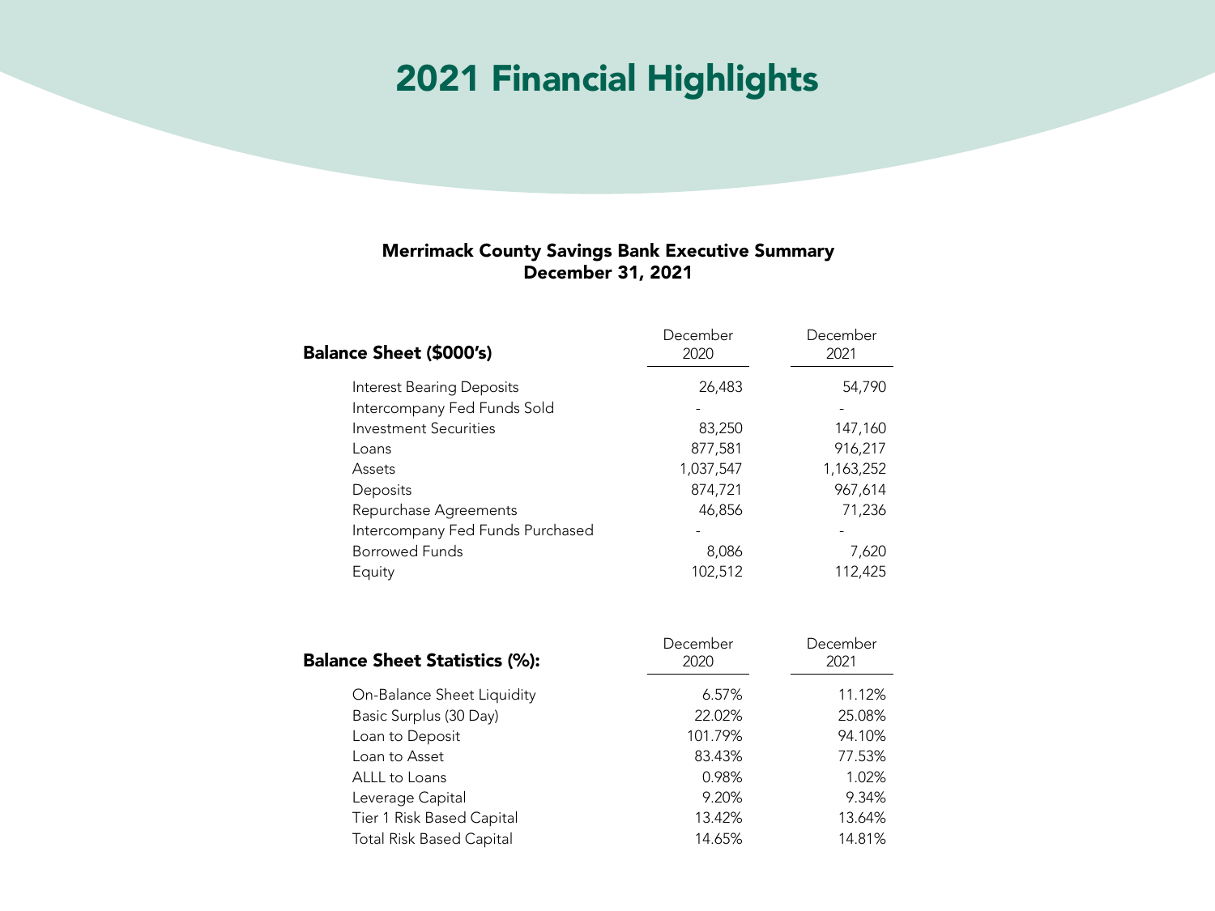# 2021 Financial Highlights

**Merrimack County Savings Bank Executive Summary**
**December 31, 2021**

| **Balance Sheet ($000's)** | December 2020 | December 2021 |
|---|---|---|
| Interest Bearing Deposits | 26,483 | 54,790 |
| Intercompany Fed Funds Sold | - | - |
| Investment Securities | 83,250 | 147,160 |
| Loans | 877,581 | 916,217 |
| Assets | 1,037,547 | 1,163,252 |
| Deposits | 874,721 | 967,614 |
| Repurchase Agreements | 46,856 | 71,236 |
| Intercompany Fed Funds Purchased | - | - |
| Borrowed Funds | 8,086 | 7,620 |
| Equity | 102,512 | 112,425 |

| **Balance Sheet Statistics (%):** | December 2020 | December 2021 |
|---|---|---|
| On-Balance Sheet Liquidity | 6.57% | 11.12% |
| Basic Surplus (30 Day) | 22.02% | 25.08% |
| Loan to Deposit | 101.79% | 94.10% |
| Loan to Asset | 83.43% | 77.53% |
| ALLL to Loans | 0.98% | 1.02% |
| Leverage Capital | 9.20% | 9.34% |
| Tier 1 Risk Based Capital | 13.42% | 13.64% |
| Total Risk Based Capital | 14.65% | 14.81% |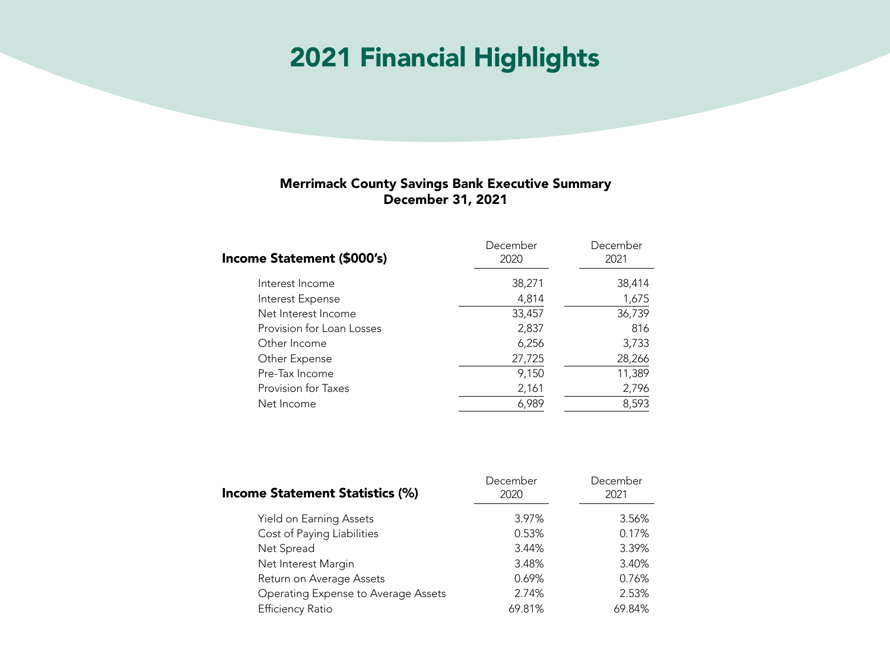# 2021 Financial Highlights

**Merrimack County Savings Bank Executive Summary**
**December 31, 2021**

| Income Statement ($000's) | December 2020 | December 2021 |
|---|---|---|
| Interest Income | 38,271 | 38,414 |
| Interest Expense | 4,814 | 1,675 |
| Net Interest Income | 33,457 | 36,739 |
| Provision for Loan Losses | 2,837 | 816 |
| Other Income | 6,256 | 3,733 |
| Other Expense | 27,725 | 28,266 |
| Pre-Tax Income | 9,150 | 11,389 |
| Provision for Taxes | 2,161 | 2,796 |
| Net Income | 6,989 | 8,593 |

| Income Statement Statistics (%) | December 2020 | December 2021 |
|---|---|---|
| Yield on Earning Assets | 3.97% | 3.56% |
| Cost of Paying Liabilities | 0.53% | 0.17% |
| Net Spread | 3.44% | 3.39% |
| Net Interest Margin | 3.48% | 3.40% |
| Return on Average Assets | 0.69% | 0.76% |
| Operating Expense to Average Assets | 2.74% | 2.53% |
| Efficiency Ratio | 69.81% | 69.84% |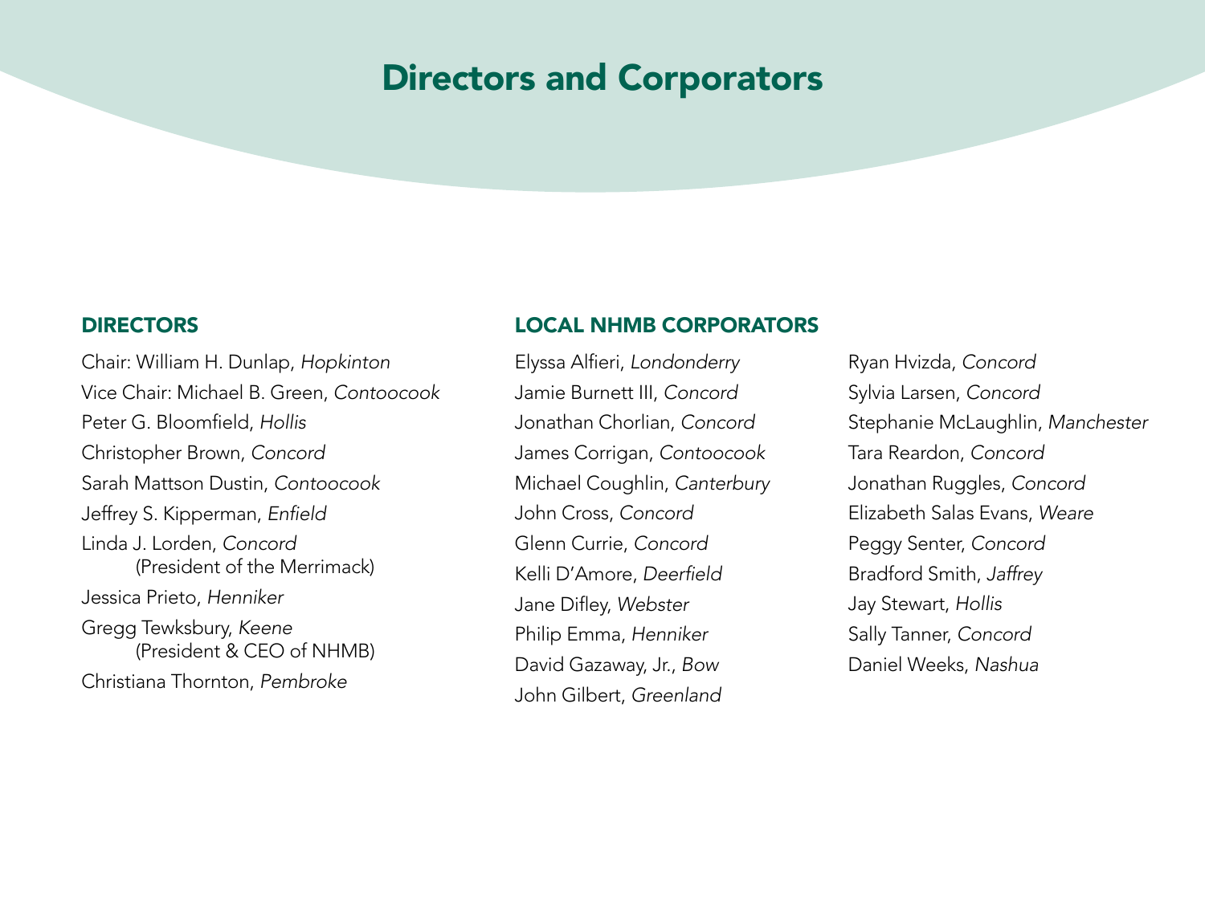# Directors and Corporators

## DIRECTORS

Chair: William H. Dunlap, *Hopkinton*
Vice Chair: Michael B. Green, *Contoocook*
Peter G. Bloomfield, *Hollis*
Christopher Brown, *Concord*
Sarah Mattson Dustin, *Contoocook*
Jeffrey S. Kipperman, *Enfield*
Linda J. Lorden, *Concord*
(President of the Merrimack)
Jessica Prieto, *Henniker*
Gregg Tewksbury, *Keene*
(President & CEO of NHMB)
Christiana Thornton, *Pembroke*

## LOCAL NHMB CORPORATORS

Elyssa Alfieri, *Londonderry*
Jamie Burnett III, *Concord*
Jonathan Chorlian, *Concord*
James Corrigan, *Contoocook*
Michael Coughlin, *Canterbury*
John Cross, *Concord*
Glenn Currie, *Concord*
Kelli D'Amore, *Deerfield*
Jane Difley, *Webster*
Philip Emma, *Henniker*
David Gazaway, Jr., *Bow*
John Gilbert, *Greenland*
Ryan Hvizda, *Concord*
Sylvia Larsen, *Concord*
Stephanie McLaughlin, *Manchester*
Tara Reardon, *Concord*
Jonathan Ruggles, *Concord*
Elizabeth Salas Evans, *Weare*
Peggy Senter, *Concord*
Bradford Smith, *Jaffrey*
Jay Stewart, *Hollis*
Sally Tanner, *Concord*
Daniel Weeks, *Nashua*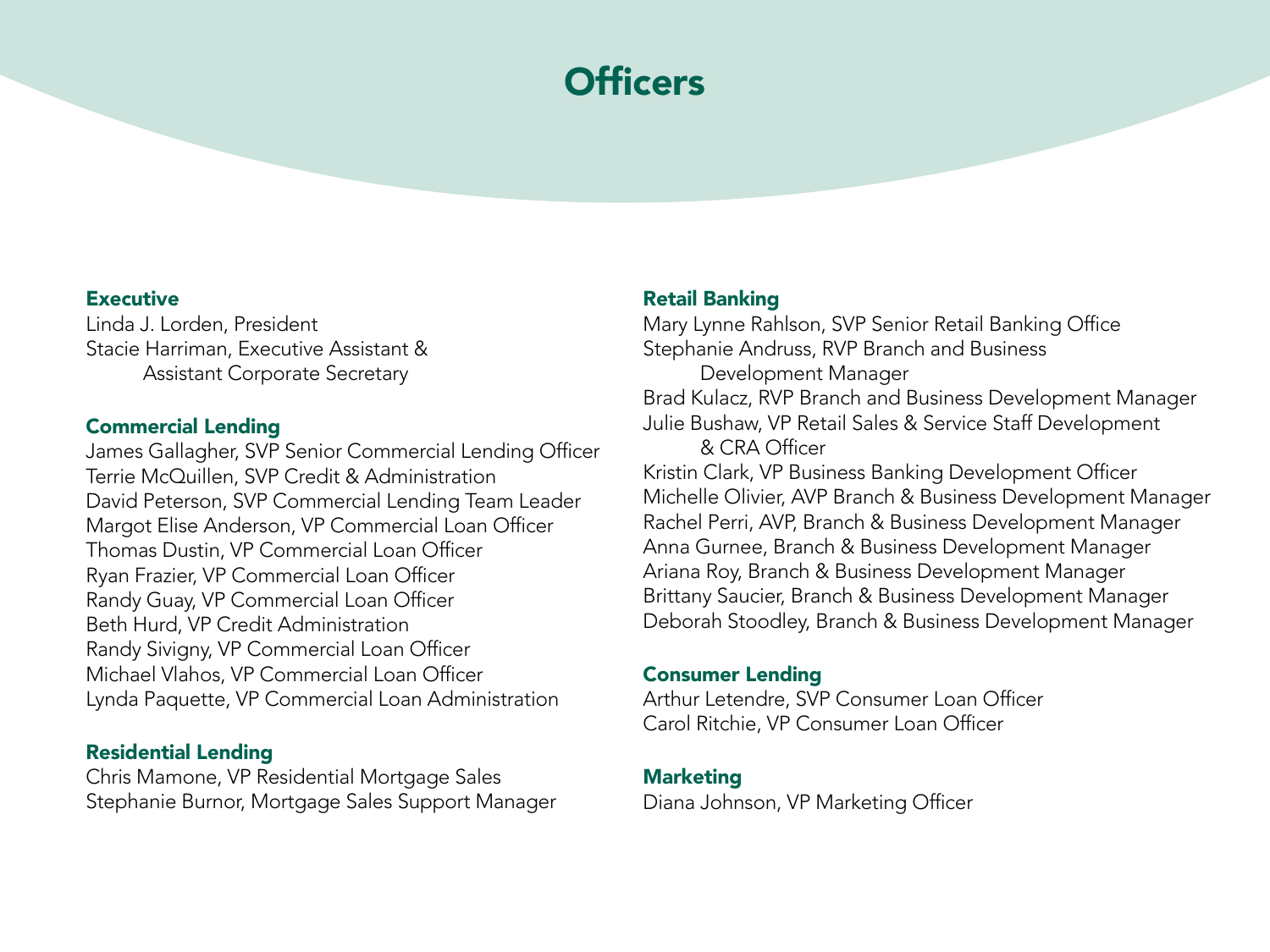# Officers

## Executive

Linda J. Lorden, President
Stacie Harriman, Executive Assistant & Assistant Corporate Secretary

## Commercial Lending

James Gallagher, SVP Senior Commercial Lending Officer
Terrie McQuillen, SVP Credit & Administration
David Peterson, SVP Commercial Lending Team Leader
Margot Elise Anderson, VP Commercial Loan Officer
Thomas Dustin, VP Commercial Loan Officer
Ryan Frazier, VP Commercial Loan Officer
Randy Guay, VP Commercial Loan Officer
Beth Hurd, VP Credit Administration
Randy Sivigny, VP Commercial Loan Officer
Michael Vlahos, VP Commercial Loan Officer
Lynda Paquette, VP Commercial Loan Administration

## Residential Lending

Chris Mamone, VP Residential Mortgage Sales
Stephanie Burnor, Mortgage Sales Support Manager

## Retail Banking

Mary Lynne Rahlson, SVP Senior Retail Banking Office
Stephanie Andruss, RVP Branch and Business Development Manager
Brad Kulacz, RVP Branch and Business Development Manager
Julie Bushaw, VP Retail Sales & Service Staff Development & CRA Officer
Kristin Clark, VP Business Banking Development Officer
Michelle Olivier, AVP Branch & Business Development Manager
Rachel Perri, AVP, Branch & Business Development Manager
Anna Gurnee, Branch & Business Development Manager
Ariana Roy, Branch & Business Development Manager
Brittany Saucier, Branch & Business Development Manager
Deborah Stoodley, Branch & Business Development Manager

## Consumer Lending

Arthur Letendre, SVP Consumer Loan Officer
Carol Ritchie, VP Consumer Loan Officer

## Marketing

Diana Johnson, VP Marketing Officer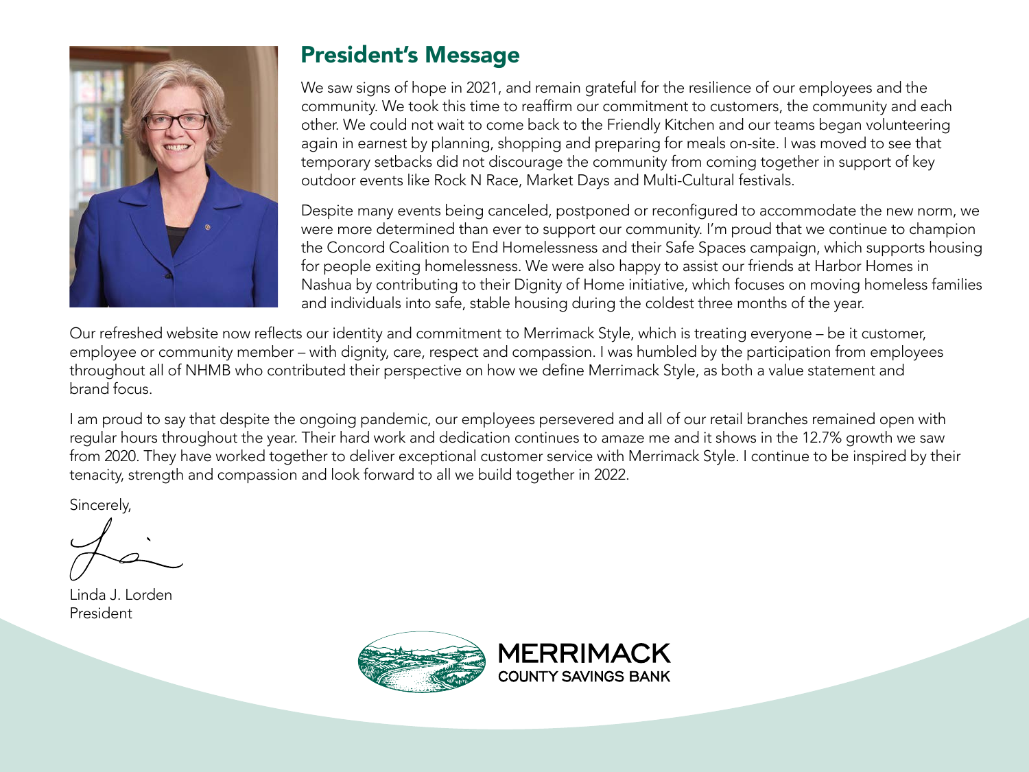## President's Message

We saw signs of hope in 2021, and remain grateful for the resilience of our employees and the community. We took this time to reaffirm our commitment to customers, the community and each other. We could not wait to come back to the Friendly Kitchen and our teams began volunteering again in earnest by planning, shopping and preparing for meals on-site. I was moved to see that temporary setbacks did not discourage the community from coming together in support of key outdoor events like Rock N Race, Market Days and Multi-Cultural festivals.

Despite many events being canceled, postponed or reconfigured to accommodate the new norm, we were more determined than ever to support our community. I'm proud that we continue to champion the Concord Coalition to End Homelessness and their Safe Spaces campaign, which supports housing for people exiting homelessness. We were also happy to assist our friends at Harbor Homes in Nashua by contributing to their Dignity of Home initiative, which focuses on moving homeless families and individuals into safe, stable housing during the coldest three months of the year.

Our refreshed website now reflects our identity and commitment to Merrimack Style, which is treating everyone – be it customer, employee or community member – with dignity, care, respect and compassion. I was humbled by the participation from employees throughout all of NHMB who contributed their perspective on how we define Merrimack Style, as both a value statement and brand focus.

I am proud to say that despite the ongoing pandemic, our employees persevered and all of our retail branches remained open with regular hours throughout the year. Their hard work and dedication continues to amaze me and it shows in the 12.7% growth we saw from 2020. They have worked together to deliver exceptional customer service with Merrimack Style. I continue to be inspired by their tenacity, strength and compassion and look forward to all we build together in 2022.

Sincerely,

Linda J. Lorden
President

MERRIMACK
COUNTY SAVINGS BANK